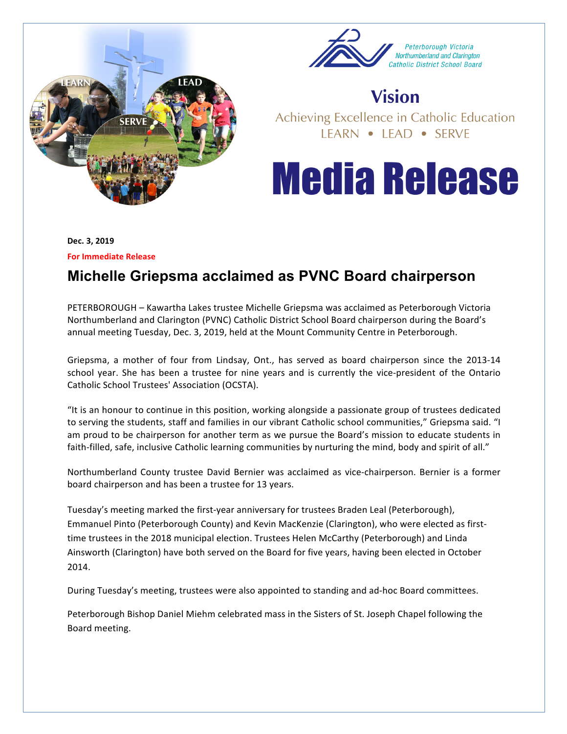Peterborough Victoria Northumberland and Clarington Catholic District School Board

## Vision

Achieving Excellence in Catholic Education

LEARN • LEAD • SERVE

# Media Release

**Dec. 3, 2019**

**For Immediate Release**

## Michelle Griepsma acclaimed as PVNC Board chairperson

PETERBOROUGH – Kawartha Lakes trustee Michelle Griepsma was acclaimed as Peterborough Victoria Northumberland and Clarington (PVNC) Catholic District School Board chairperson during the Board's annual meeting Tuesday, Dec. 3, 2019, held at the Mount Community Centre in Peterborough.

Griepsma, a mother of four from Lindsay, Ont., has served as board chairperson since the 2013-14 school year. She has been a trustee for nine years and is currently the vice-president of the Ontario Catholic School Trustees' Association (OCSTA).

"It is an honour to continue in this position, working alongside a passionate group of trustees dedicated to serving the students, staff and families in our vibrant Catholic school communities," Griepsma said. "I am proud to be chairperson for another term as we pursue the Board's mission to educate students in faith-filled, safe, inclusive Catholic learning communities by nurturing the mind, body and spirit of all."

Northumberland County trustee David Bernier was acclaimed as vice-chairperson. Bernier is a former board chairperson and has been a trustee for 13 years.

Tuesday's meeting marked the first-year anniversary for trustees Braden Leal (Peterborough), Emmanuel Pinto (Peterborough County) and Kevin MacKenzie (Clarington), who were elected as first-time trustees in the 2018 municipal election. Trustees Helen McCarthy (Peterborough) and Linda Ainsworth (Clarington) have both served on the Board for five years, having been elected in October 2014.

During Tuesday's meeting, trustees were also appointed to standing and ad-hoc Board committees.

Peterborough Bishop Daniel Miehm celebrated mass in the Sisters of St. Joseph Chapel following the Board meeting.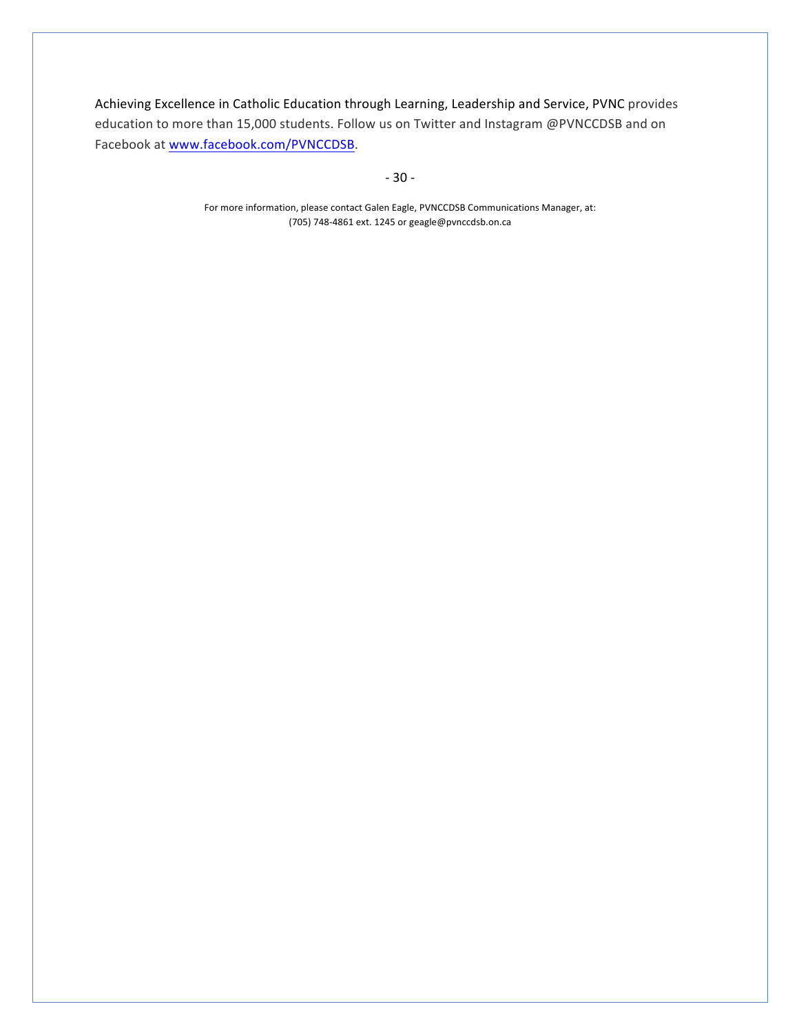Achieving Excellence in Catholic Education through Learning, Leadership and Service, PVNC provides education to more than 15,000 students. Follow us on Twitter and Instagram @PVNCCDSB and on Facebook at [www.facebook.com/PVNCCDSB](http://www.facebook.com/PVNCCDSB).

- 30 -

For more information, please contact Galen Eagle, PVNCCDSB Communications Manager, at: (705) 748-4861 ext. 1245 or geagle@pvnccdsb.on.ca